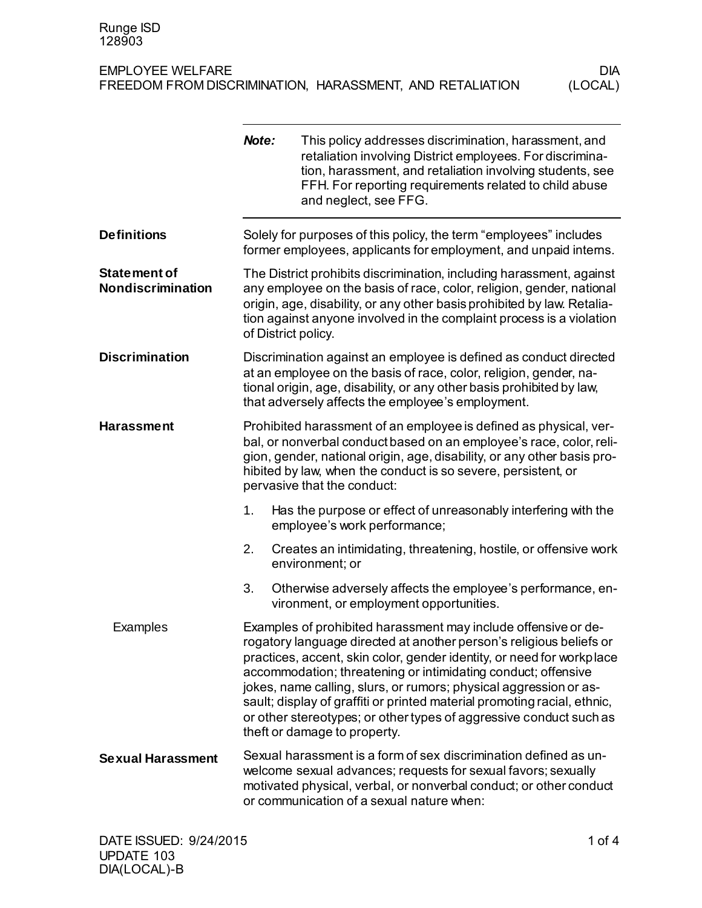Runge ISD
128903

EMPLOYEE WELFARE — DIA
FREEDOM FROM DISCRIMINATION, HARASSMENT, AND RETALIATION — (LOCAL)

> ***Note:*** This policy addresses discrimination, harassment, and retaliation involving District employees. For discrimination, harassment, and retaliation involving students, see FFH. For reporting requirements related to child abuse and neglect, see FFG.

## Definitions

Solely for purposes of this policy, the term “employees” includes former employees, applicants for employment, and unpaid interns.

## Statement of Nondiscrimination

The District prohibits discrimination, including harassment, against any employee on the basis of race, color, religion, gender, national origin, age, disability, or any other basis prohibited by law. Retaliation against anyone involved in the complaint process is a violation of District policy.

## Discrimination

Discrimination against an employee is defined as conduct directed at an employee on the basis of race, color, religion, gender, national origin, age, disability, or any other basis prohibited by law, that adversely affects the employee’s employment.

## Harassment

Prohibited harassment of an employee is defined as physical, verbal, or nonverbal conduct based on an employee’s race, color, religion, gender, national origin, age, disability, or any other basis prohibited by law, when the conduct is so severe, persistent, or pervasive that the conduct:

1. Has the purpose or effect of unreasonably interfering with the employee’s work performance;
2. Creates an intimidating, threatening, hostile, or offensive work environment; or
3. Otherwise adversely affects the employee’s performance, environment, or employment opportunities.

### Examples

Examples of prohibited harassment may include offensive or derogatory language directed at another person’s religious beliefs or practices, accent, skin color, gender identity, or need for workplace accommodation; threatening or intimidating conduct; offensive jokes, name calling, slurs, or rumors; physical aggression or assault; display of graffiti or printed material promoting racial, ethnic, or other stereotypes; or other types of aggressive conduct such as theft or damage to property.

## Sexual Harassment

Sexual harassment is a form of sex discrimination defined as unwelcome sexual advances; requests for sexual favors; sexually motivated physical, verbal, or nonverbal conduct; or other conduct or communication of a sexual nature when:

DATE ISSUED: 9/24/2015
UPDATE 103
DIA(LOCAL)-B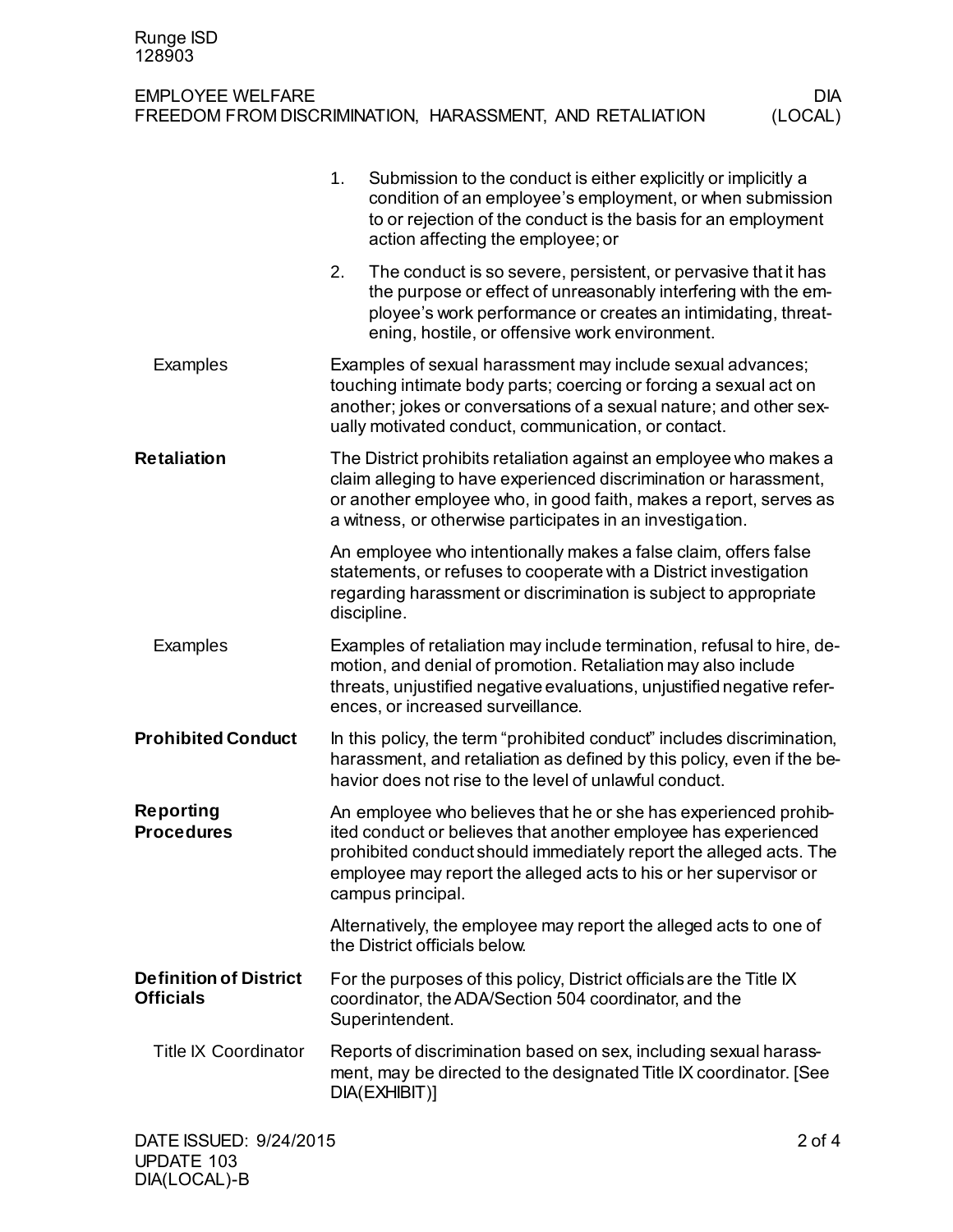1. Submission to the conduct is either explicitly or implicitly a condition of an employee's employment, or when submission to or rejection of the conduct is the basis for an employment action affecting the employee; or
2. The conduct is so severe, persistent, or pervasive that it has the purpose or effect of unreasonably interfering with the employee's work performance or creates an intimidating, threatening, hostile, or offensive work environment.

### Examples

Examples of sexual harassment may include sexual advances; touching intimate body parts; coercing or forcing a sexual act on another; jokes or conversations of a sexual nature; and other sexually motivated conduct, communication, or contact.

## Retaliation

The District prohibits retaliation against an employee who makes a claim alleging to have experienced discrimination or harassment, or another employee who, in good faith, makes a report, serves as a witness, or otherwise participates in an investigation.

An employee who intentionally makes a false claim, offers false statements, or refuses to cooperate with a District investigation regarding harassment or discrimination is subject to appropriate discipline.

### Examples

Examples of retaliation may include termination, refusal to hire, demotion, and denial of promotion. Retaliation may also include threats, unjustified negative evaluations, unjustified negative references, or increased surveillance.

## Prohibited Conduct

In this policy, the term "prohibited conduct" includes discrimination, harassment, and retaliation as defined by this policy, even if the behavior does not rise to the level of unlawful conduct.

## Reporting Procedures

An employee who believes that he or she has experienced prohibited conduct or believes that another employee has experienced prohibited conduct should immediately report the alleged acts. The employee may report the alleged acts to his or her supervisor or campus principal.

Alternatively, the employee may report the alleged acts to one of the District officials below.

## Definition of District Officials

For the purposes of this policy, District officials are the Title IX coordinator, the ADA/Section 504 coordinator, and the Superintendent.

### Title IX Coordinator

Reports of discrimination based on sex, including sexual harassment, may be directed to the designated Title IX coordinator. [See DIA(EXHIBIT)]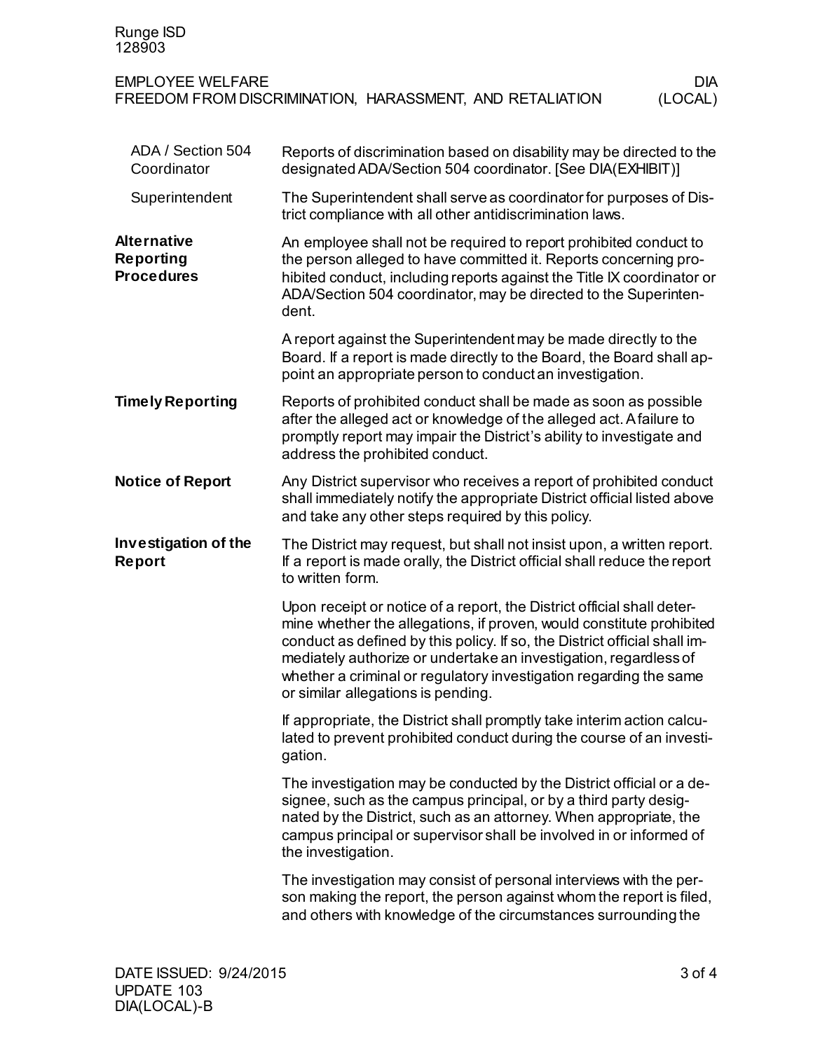### ADA / Section 504 Coordinator

Reports of discrimination based on disability may be directed to the designated ADA/Section 504 coordinator. [See DIA(EXHIBIT)]

### Superintendent

The Superintendent shall serve as coordinator for purposes of District compliance with all other antidiscrimination laws.

## Alternative Reporting Procedures

An employee shall not be required to report prohibited conduct to the person alleged to have committed it. Reports concerning prohibited conduct, including reports against the Title IX coordinator or ADA/Section 504 coordinator, may be directed to the Superintendent.

A report against the Superintendent may be made directly to the Board. If a report is made directly to the Board, the Board shall appoint an appropriate person to conduct an investigation.

## Timely Reporting

Reports of prohibited conduct shall be made as soon as possible after the alleged act or knowledge of the alleged act. A failure to promptly report may impair the District's ability to investigate and address the prohibited conduct.

## Notice of Report

Any District supervisor who receives a report of prohibited conduct shall immediately notify the appropriate District official listed above and take any other steps required by this policy.

## Investigation of the Report

The District may request, but shall not insist upon, a written report. If a report is made orally, the District official shall reduce the report to written form.

Upon receipt or notice of a report, the District official shall determine whether the allegations, if proven, would constitute prohibited conduct as defined by this policy. If so, the District official shall immediately authorize or undertake an investigation, regardless of whether a criminal or regulatory investigation regarding the same or similar allegations is pending.

If appropriate, the District shall promptly take interim action calculated to prevent prohibited conduct during the course of an investigation.

The investigation may be conducted by the District official or a designee, such as the campus principal, or by a third party designated by the District, such as an attorney. When appropriate, the campus principal or supervisor shall be involved in or informed of the investigation.

The investigation may consist of personal interviews with the person making the report, the person against whom the report is filed, and others with knowledge of the circumstances surrounding the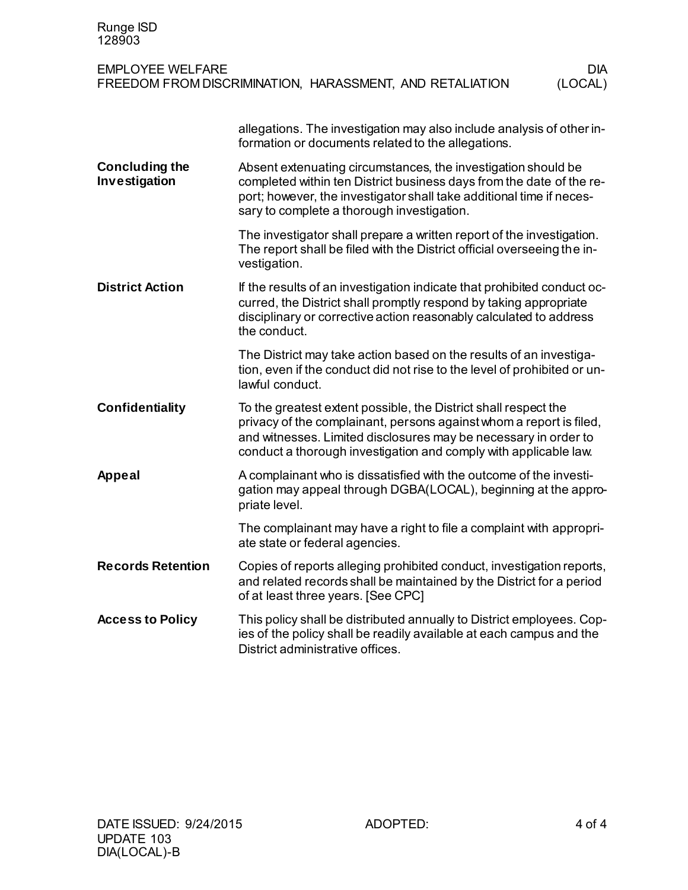allegations. The investigation may also include analysis of other information or documents related to the allegations.

**Concluding the Investigation**

Absent extenuating circumstances, the investigation should be completed within ten District business days from the date of the report; however, the investigator shall take additional time if necessary to complete a thorough investigation.

The investigator shall prepare a written report of the investigation. The report shall be filed with the District official overseeing the investigation.

**District Action**

If the results of an investigation indicate that prohibited conduct occurred, the District shall promptly respond by taking appropriate disciplinary or corrective action reasonably calculated to address the conduct.

The District may take action based on the results of an investigation, even if the conduct did not rise to the level of prohibited or unlawful conduct.

**Confidentiality**

To the greatest extent possible, the District shall respect the privacy of the complainant, persons against whom a report is filed, and witnesses. Limited disclosures may be necessary in order to conduct a thorough investigation and comply with applicable law.

**Appeal**

A complainant who is dissatisfied with the outcome of the investigation may appeal through DGBA(LOCAL), beginning at the appropriate level.

The complainant may have a right to file a complaint with appropriate state or federal agencies.

**Records Retention**

Copies of reports alleging prohibited conduct, investigation reports, and related records shall be maintained by the District for a period of at least three years. [See CPC]

**Access to Policy**

This policy shall be distributed annually to District employees. Copies of the policy shall be readily available at each campus and the District administrative offices.